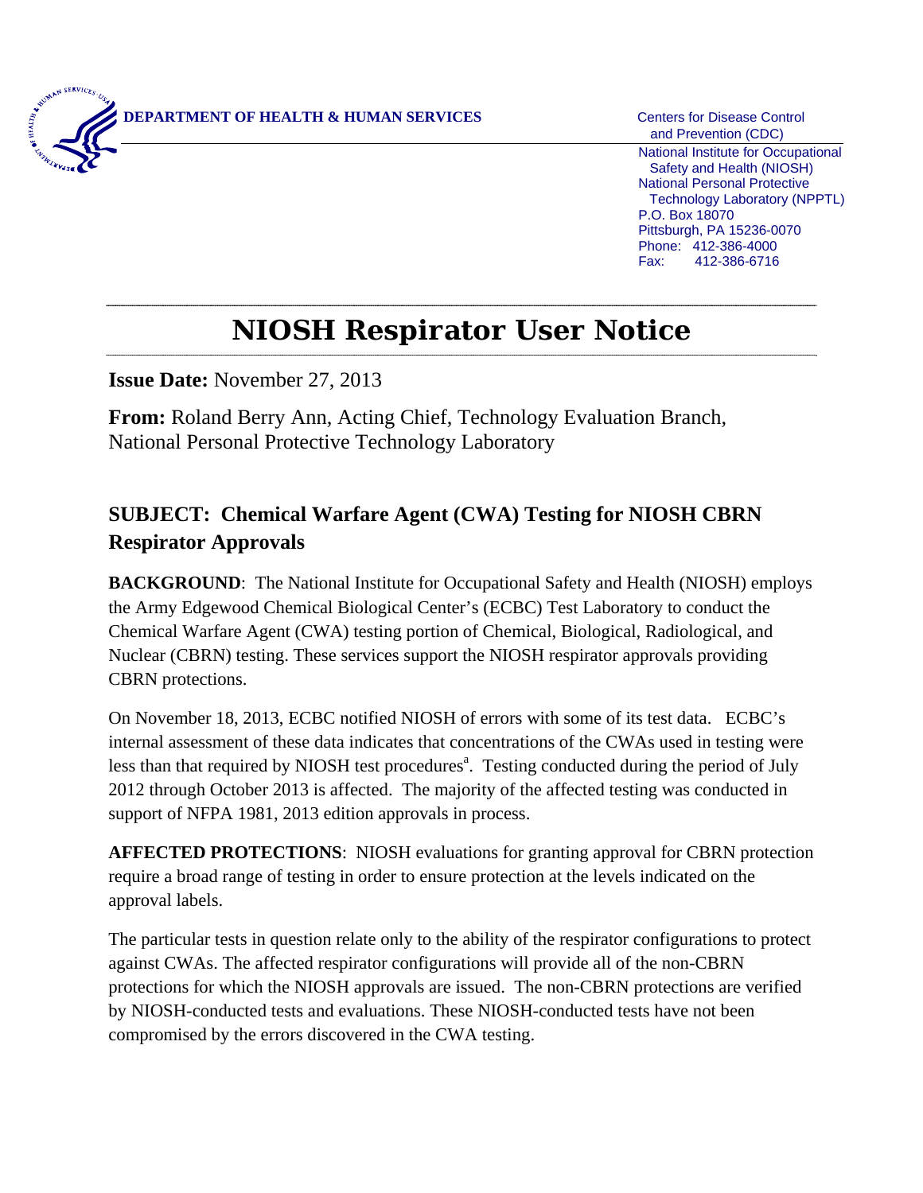**DEPARTMENT OF HEALTH & HUMAN SERVICES**

Centers for Disease Control and Prevention (CDC)
National Institute for Occupational Safety and Health (NIOSH)
National Personal Protective Technology Laboratory (NPPTL)
P.O. Box 18070
Pittsburgh, PA 15236-0070
Phone: 412-386-4000
Fax: 412-386-6716

# NIOSH Respirator User Notice

**Issue Date:** November 27, 2013

**From:** Roland Berry Ann, Acting Chief, Technology Evaluation Branch, National Personal Protective Technology Laboratory

## SUBJECT: Chemical Warfare Agent (CWA) Testing for NIOSH CBRN Respirator Approvals

**BACKGROUND**: The National Institute for Occupational Safety and Health (NIOSH) employs the Army Edgewood Chemical Biological Center's (ECBC) Test Laboratory to conduct the Chemical Warfare Agent (CWA) testing portion of Chemical, Biological, Radiological, and Nuclear (CBRN) testing. These services support the NIOSH respirator approvals providing CBRN protections.

On November 18, 2013, ECBC notified NIOSH of errors with some of its test data. ECBC's internal assessment of these data indicates that concentrations of the CWAs used in testing were less than that required by NIOSH test procedures[a]. Testing conducted during the period of July 2012 through October 2013 is affected. The majority of the affected testing was conducted in support of NFPA 1981, 2013 edition approvals in process.

**AFFECTED PROTECTIONS**: NIOSH evaluations for granting approval for CBRN protection require a broad range of testing in order to ensure protection at the levels indicated on the approval labels.

The particular tests in question relate only to the ability of the respirator configurations to protect against CWAs. The affected respirator configurations will provide all of the non-CBRN protections for which the NIOSH approvals are issued. The non-CBRN protections are verified by NIOSH-conducted tests and evaluations. These NIOSH-conducted tests have not been compromised by the errors discovered in the CWA testing.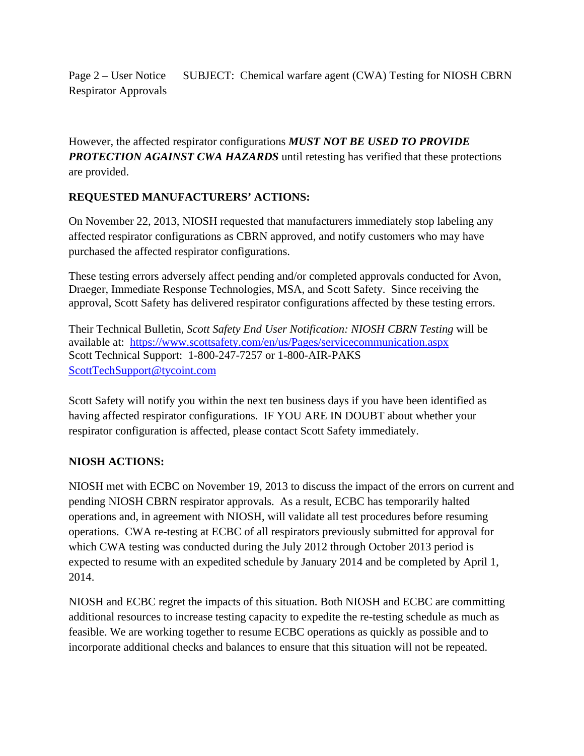However, the affected respirator configurations ***MUST NOT BE USED TO PROVIDE PROTECTION AGAINST CWA HAZARDS*** until retesting has verified that these protections are provided.

**REQUESTED MANUFACTURERS' ACTIONS:**

On November 22, 2013, NIOSH requested that manufacturers immediately stop labeling any affected respirator configurations as CBRN approved, and notify customers who may have purchased the affected respirator configurations.

These testing errors adversely affect pending and/or completed approvals conducted for Avon, Draeger, Immediate Response Technologies, MSA, and Scott Safety. Since receiving the approval, Scott Safety has delivered respirator configurations affected by these testing errors.

Their Technical Bulletin, *Scott Safety End User Notification: NIOSH CBRN Testing* will be available at: https://www.scottsafety.com/en/us/Pages/servicecommunication.aspx
Scott Technical Support: 1-800-247-7257 or 1-800-AIR-PAKS
ScottTechSupport@tycoint.com

Scott Safety will notify you within the next ten business days if you have been identified as having affected respirator configurations. IF YOU ARE IN DOUBT about whether your respirator configuration is affected, please contact Scott Safety immediately.

**NIOSH ACTIONS:**

NIOSH met with ECBC on November 19, 2013 to discuss the impact of the errors on current and pending NIOSH CBRN respirator approvals. As a result, ECBC has temporarily halted operations and, in agreement with NIOSH, will validate all test procedures before resuming operations. CWA re-testing at ECBC of all respirators previously submitted for approval for which CWA testing was conducted during the July 2012 through October 2013 period is expected to resume with an expedited schedule by January 2014 and be completed by April 1, 2014.

NIOSH and ECBC regret the impacts of this situation. Both NIOSH and ECBC are committing additional resources to increase testing capacity to expedite the re-testing schedule as much as feasible. We are working together to resume ECBC operations as quickly as possible and to incorporate additional checks and balances to ensure that this situation will not be repeated.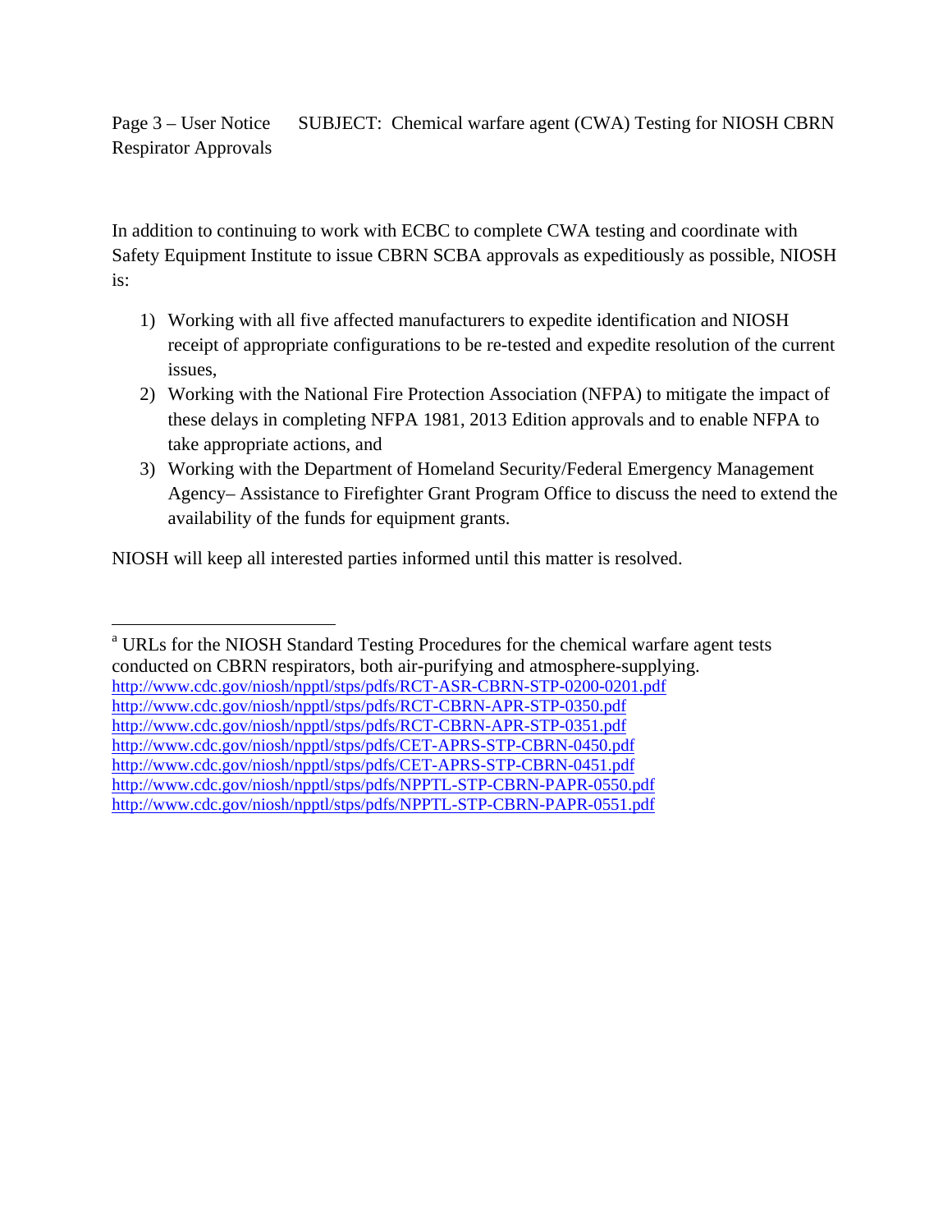In addition to continuing to work with ECBC to complete CWA testing and coordinate with Safety Equipment Institute to issue CBRN SCBA approvals as expeditiously as possible, NIOSH is:

1) Working with all five affected manufacturers to expedite identification and NIOSH receipt of appropriate configurations to be re-tested and expedite resolution of the current issues,
2) Working with the National Fire Protection Association (NFPA) to mitigate the impact of these delays in completing NFPA 1981, 2013 Edition approvals and to enable NFPA to take appropriate actions, and
3) Working with the Department of Homeland Security/Federal Emergency Management Agency– Assistance to Firefighter Grant Program Office to discuss the need to extend the availability of the funds for equipment grants.

NIOSH will keep all interested parties informed until this matter is resolved.

---

[a] URLs for the NIOSH Standard Testing Procedures for the chemical warfare agent tests conducted on CBRN respirators, both air-purifying and atmosphere-supplying.
http://www.cdc.gov/niosh/npptl/stps/pdfs/RCT-ASR-CBRN-STP-0200-0201.pdf
http://www.cdc.gov/niosh/npptl/stps/pdfs/RCT-CBRN-APR-STP-0350.pdf
http://www.cdc.gov/niosh/npptl/stps/pdfs/RCT-CBRN-APR-STP-0351.pdf
http://www.cdc.gov/niosh/npptl/stps/pdfs/CET-APRS-STP-CBRN-0450.pdf
http://www.cdc.gov/niosh/npptl/stps/pdfs/CET-APRS-STP-CBRN-0451.pdf
http://www.cdc.gov/niosh/npptl/stps/pdfs/NPPTL-STP-CBRN-PAPR-0550.pdf
http://www.cdc.gov/niosh/npptl/stps/pdfs/NPPTL-STP-CBRN-PAPR-0551.pdf